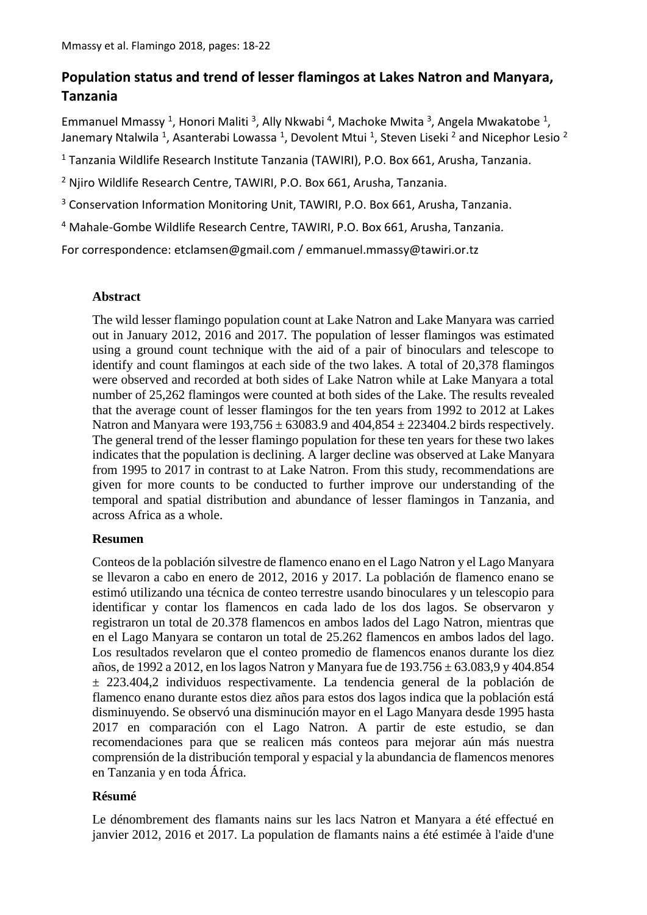# Population status and trend of lesser flamingos at Lakes Natron and Manyara, Tanzania

Emmanuel Mmassy [1], Honori Maliti [3], Ally Nkwabi [4], Machoke Mwita [3], Angela Mwakatobe [1], Janemary Ntalwila [1], Asanterabi Lowassa [1], Devolent Mtui [1], Steven Liseki [2] and Nicephor Lesio [2]

[1] Tanzania Wildlife Research Institute Tanzania (TAWIRI), P.O. Box 661, Arusha, Tanzania.

[2] Njiro Wildlife Research Centre, TAWIRI, P.O. Box 661, Arusha, Tanzania.

[3] Conservation Information Monitoring Unit, TAWIRI, P.O. Box 661, Arusha, Tanzania.

[4] Mahale-Gombe Wildlife Research Centre, TAWIRI, P.O. Box 661, Arusha, Tanzania.

For correspondence: etclamsen@gmail.com / emmanuel.mmassy@tawiri.or.tz

## Abstract

The wild lesser flamingo population count at Lake Natron and Lake Manyara was carried out in January 2012, 2016 and 2017. The population of lesser flamingos was estimated using a ground count technique with the aid of a pair of binoculars and telescope to identify and count flamingos at each side of the two lakes. A total of 20,378 flamingos were observed and recorded at both sides of Lake Natron while at Lake Manyara a total number of 25,262 flamingos were counted at both sides of the Lake. The results revealed that the average count of lesser flamingos for the ten years from 1992 to 2012 at Lakes Natron and Manyara were 193,756 ± 63083.9 and 404,854 ± 223404.2 birds respectively. The general trend of the lesser flamingo population for these ten years for these two lakes indicates that the population is declining. A larger decline was observed at Lake Manyara from 1995 to 2017 in contrast to at Lake Natron. From this study, recommendations are given for more counts to be conducted to further improve our understanding of the temporal and spatial distribution and abundance of lesser flamingos in Tanzania, and across Africa as a whole.

## Resumen

Conteos de la población silvestre de flamenco enano en el Lago Natron y el Lago Manyara se llevaron a cabo en enero de 2012, 2016 y 2017. La población de flamenco enano se estimó utilizando una técnica de conteo terrestre usando binoculares y un telescopio para identificar y contar los flamencos en cada lado de los dos lagos. Se observaron y registraron un total de 20.378 flamencos en ambos lados del Lago Natron, mientras que en el Lago Manyara se contaron un total de 25.262 flamencos en ambos lados del lago. Los resultados revelaron que el conteo promedio de flamencos enanos durante los diez años, de 1992 a 2012, en los lagos Natron y Manyara fue de 193.756 ± 63.083,9 y 404.854 ± 223.404,2 individuos respectivamente. La tendencia general de la población de flamenco enano durante estos diez años para estos dos lagos indica que la población está disminuyendo. Se observó una disminución mayor en el Lago Manyara desde 1995 hasta 2017 en comparación con el Lago Natron. A partir de este estudio, se dan recomendaciones para que se realicen más conteos para mejorar aún más nuestra comprensión de la distribución temporal y espacial y la abundancia de flamencos menores en Tanzania y en toda África.

## Résumé

Le dénombrement des flamants nains sur les lacs Natron et Manyara a été effectué en janvier 2012, 2016 et 2017. La population de flamants nains a été estimée à l'aide d'une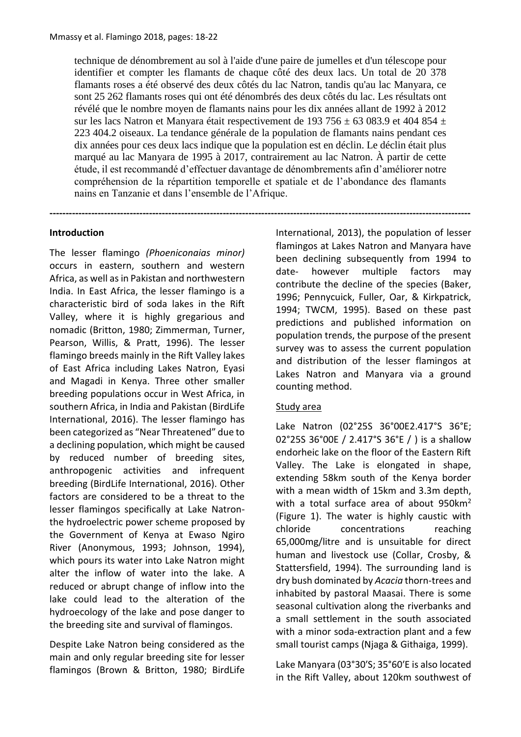technique de dénombrement au sol à l'aide d'une paire de jumelles et d'un télescope pour identifier et compter les flamants de chaque côté des deux lacs. Un total de 20 378 flamants roses a été observé des deux côtés du lac Natron, tandis qu'au lac Manyara, ce sont 25 262 flamants roses qui ont été dénombrés des deux côtés du lac. Les résultats ont révélé que le nombre moyen de flamants nains pour les dix années allant de 1992 à 2012 sur les lacs Natron et Manyara était respectivement de 193 756 ± 63 083.9 et 404 854 ± 223 404.2 oiseaux. La tendance générale de la population de flamants nains pendant ces dix années pour ces deux lacs indique que la population est en déclin. Le déclin était plus marqué au lac Manyara de 1995 à 2017, contrairement au lac Natron. À partir de cette étude, il est recommandé d'effectuer davantage de dénombrements afin d'améliorer notre compréhension de la répartition temporelle et spatiale et de l'abondance des flamants nains en Tanzanie et dans l'ensemble de l'Afrique.

---

## Introduction

The lesser flamingo *(Phoeniconaias minor)* occurs in eastern, southern and western Africa, as well as in Pakistan and northwestern India. In East Africa, the lesser flamingo is a characteristic bird of soda lakes in the Rift Valley, where it is highly gregarious and nomadic (Britton, 1980; Zimmerman, Turner, Pearson, Willis, & Pratt, 1996). The lesser flamingo breeds mainly in the Rift Valley lakes of East Africa including Lakes Natron, Eyasi and Magadi in Kenya. Three other smaller breeding populations occur in West Africa, in southern Africa, in India and Pakistan (BirdLife International, 2016). The lesser flamingo has been categorized as "Near Threatened" due to a declining population, which might be caused by reduced number of breeding sites, anthropogenic activities and infrequent breeding (BirdLife International, 2016). Other factors are considered to be a threat to the lesser flamingos specifically at Lake Natron- the hydroelectric power scheme proposed by the Government of Kenya at Ewaso Ngiro River (Anonymous, 1993; Johnson, 1994), which pours its water into Lake Natron might alter the inflow of water into the lake. A reduced or abrupt change of inflow into the lake could lead to the alteration of the hydroecology of the lake and pose danger to the breeding site and survival of flamingos.

Despite Lake Natron being considered as the main and only regular breeding site for lesser flamingos (Brown & Britton, 1980; BirdLife International, 2013), the population of lesser flamingos at Lakes Natron and Manyara have been declining subsequently from 1994 to date- however multiple factors may contribute the decline of the species (Baker, 1996; Pennycuick, Fuller, Oar, & Kirkpatrick, 1994; TWCM, 1995). Based on these past predictions and published information on population trends, the purpose of the present survey was to assess the current population and distribution of the lesser flamingos at Lakes Natron and Manyara via a ground counting method.

### Study area

Lake Natron (02°25S 36°00E2.417°S 36°E; 02°25S 36°00E / 2.417°S 36°E / ) is a shallow endorheic lake on the floor of the Eastern Rift Valley. The Lake is elongated in shape, extending 58km south of the Kenya border with a mean width of 15km and 3.3m depth, with a total surface area of about 950km$^2$ (Figure 1). The water is highly caustic with chloride concentrations reaching 65,000mg/litre and is unsuitable for direct human and livestock use (Collar, Crosby, & Stattersfield, 1994). The surrounding land is dry bush dominated by *Acacia* thorn-trees and inhabited by pastoral Maasai. There is some seasonal cultivation along the riverbanks and a small settlement in the south associated with a minor soda-extraction plant and a few small tourist camps (Njaga & Githaiga, 1999).

Lake Manyara (03°30'S; 35°60'E is also located in the Rift Valley, about 120km southwest of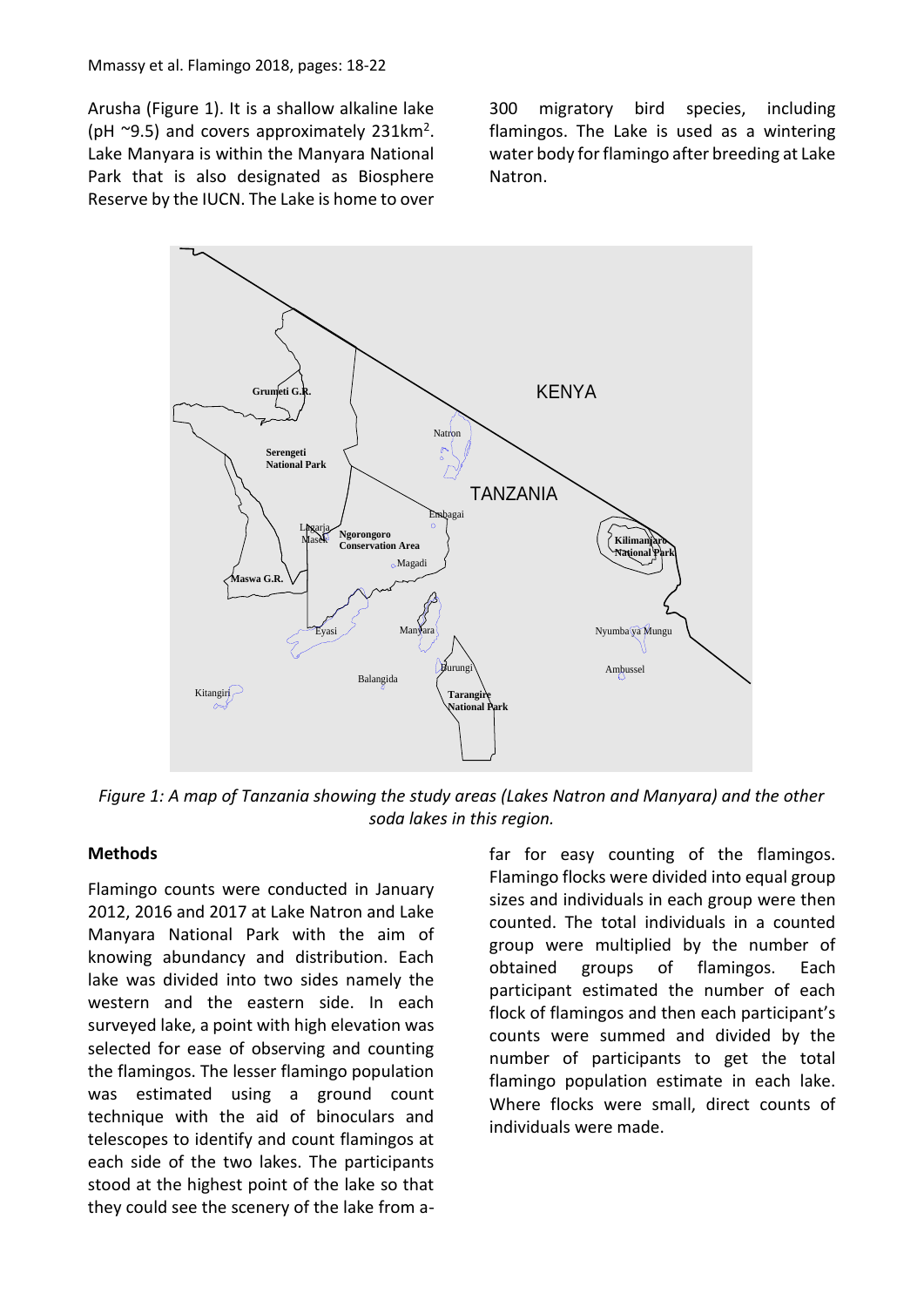Arusha (Figure 1). It is a shallow alkaline lake (pH ~9.5) and covers approximately 231km$^2$. Lake Manyara is within the Manyara National Park that is also designated as Biosphere Reserve by the IUCN. The Lake is home to over 300 migratory bird species, including flamingos. The Lake is used as a wintering water body for flamingo after breeding at Lake Natron.

*Figure 1: A map of Tanzania showing the study areas (Lakes Natron and Manyara) and the other soda lakes in this region.*

## Methods

Flamingo counts were conducted in January 2012, 2016 and 2017 at Lake Natron and Lake Manyara National Park with the aim of knowing abundancy and distribution. Each lake was divided into two sides namely the western and the eastern side. In each surveyed lake, a point with high elevation was selected for ease of observing and counting the flamingos. The lesser flamingo population was estimated using a ground count technique with the aid of binoculars and telescopes to identify and count flamingos at each side of the two lakes. The participants stood at the highest point of the lake so that they could see the scenery of the lake from a-far for easy counting of the flamingos. Flamingo flocks were divided into equal group sizes and individuals in each group were then counted. The total individuals in a counted group were multiplied by the number of obtained groups of flamingos. Each participant estimated the number of each flock of flamingos and then each participant's counts were summed and divided by the number of participants to get the total flamingo population estimate in each lake. Where flocks were small, direct counts of individuals were made.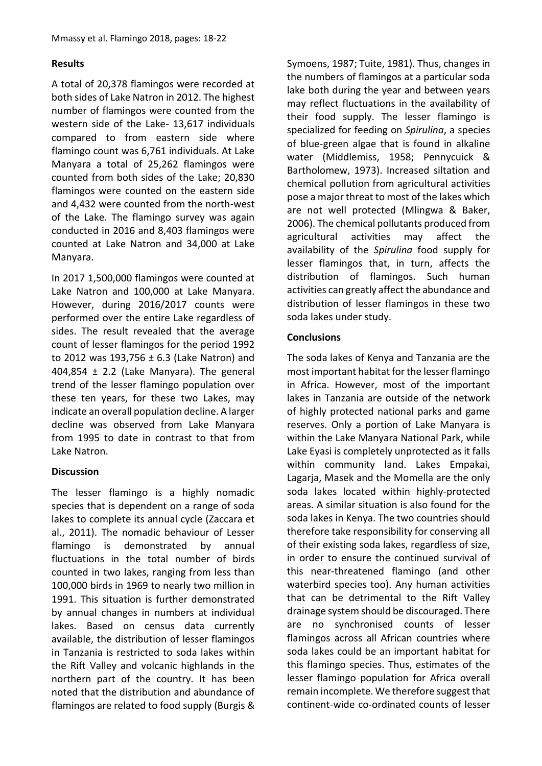## Results

A total of 20,378 flamingos were recorded at both sides of Lake Natron in 2012. The highest number of flamingos were counted from the western side of the Lake- 13,617 individuals compared to from eastern side where flamingo count was 6,761 individuals. At Lake Manyara a total of 25,262 flamingos were counted from both sides of the Lake; 20,830 flamingos were counted on the eastern side and 4,432 were counted from the north-west of the Lake. The flamingo survey was again conducted in 2016 and 8,403 flamingos were counted at Lake Natron and 34,000 at Lake Manyara.

In 2017 1,500,000 flamingos were counted at Lake Natron and 100,000 at Lake Manyara. However, during 2016/2017 counts were performed over the entire Lake regardless of sides. The result revealed that the average count of lesser flamingos for the period 1992 to 2012 was 193,756 ± 6.3 (Lake Natron) and 404,854 ± 2.2 (Lake Manyara). The general trend of the lesser flamingo population over these ten years, for these two Lakes, may indicate an overall population decline. A larger decline was observed from Lake Manyara from 1995 to date in contrast to that from Lake Natron.

## Discussion

The lesser flamingo is a highly nomadic species that is dependent on a range of soda lakes to complete its annual cycle (Zaccara et al., 2011). The nomadic behaviour of Lesser flamingo is demonstrated by annual fluctuations in the total number of birds counted in two lakes, ranging from less than 100,000 birds in 1969 to nearly two million in 1991. This situation is further demonstrated by annual changes in numbers at individual lakes. Based on census data currently available, the distribution of lesser flamingos in Tanzania is restricted to soda lakes within the Rift Valley and volcanic highlands in the northern part of the country. It has been noted that the distribution and abundance of flamingos are related to food supply (Burgis & Symoens, 1987; Tuite, 1981). Thus, changes in the numbers of flamingos at a particular soda lake both during the year and between years may reflect fluctuations in the availability of their food supply. The lesser flamingo is specialized for feeding on *Spirulina*, a species of blue-green algae that is found in alkaline water (Middlemiss, 1958; Pennycuick & Bartholomew, 1973). Increased siltation and chemical pollution from agricultural activities pose a major threat to most of the lakes which are not well protected (Mlingwa & Baker, 2006). The chemical pollutants produced from agricultural activities may affect the availability of the *Spirulina* food supply for lesser flamingos that, in turn, affects the distribution of flamingos. Such human activities can greatly affect the abundance and distribution of lesser flamingos in these two soda lakes under study.

## Conclusions

The soda lakes of Kenya and Tanzania are the most important habitat for the lesser flamingo in Africa. However, most of the important lakes in Tanzania are outside of the network of highly protected national parks and game reserves. Only a portion of Lake Manyara is within the Lake Manyara National Park, while Lake Eyasi is completely unprotected as it falls within community land. Lakes Empakai, Lagarja, Masek and the Momella are the only soda lakes located within highly-protected areas. A similar situation is also found for the soda lakes in Kenya. The two countries should therefore take responsibility for conserving all of their existing soda lakes, regardless of size, in order to ensure the continued survival of this near-threatened flamingo (and other waterbird species too). Any human activities that can be detrimental to the Rift Valley drainage system should be discouraged. There are no synchronised counts of lesser flamingos across all African countries where soda lakes could be an important habitat for this flamingo species. Thus, estimates of the lesser flamingo population for Africa overall remain incomplete. We therefore suggest that continent-wide co-ordinated counts of lesser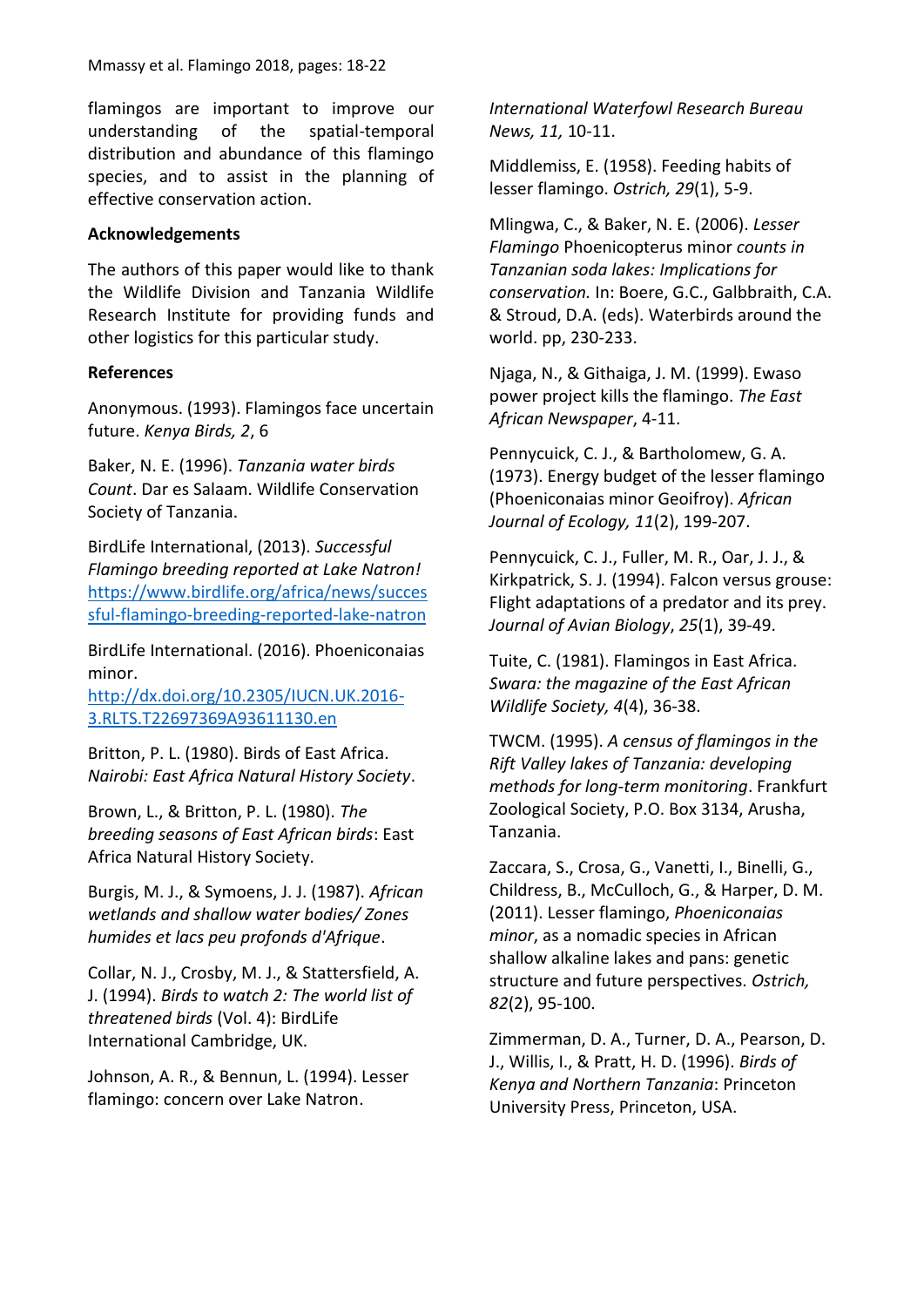flamingos are important to improve our understanding of the spatial-temporal distribution and abundance of this flamingo species, and to assist in the planning of effective conservation action.

## Acknowledgements

The authors of this paper would like to thank the Wildlife Division and Tanzania Wildlife Research Institute for providing funds and other logistics for this particular study.

## References

Anonymous. (1993). Flamingos face uncertain future. *Kenya Birds, 2*, 6

Baker, N. E. (1996). *Tanzania water birds Count*. Dar es Salaam. Wildlife Conservation Society of Tanzania.

BirdLife International, (2013). *Successful Flamingo breeding reported at Lake Natron!* https://www.birdlife.org/africa/news/successful-flamingo-breeding-reported-lake-natron

BirdLife International. (2016). Phoeniconaias minor. http://dx.doi.org/10.2305/IUCN.UK.2016-3.RLTS.T22697369A93611130.en

Britton, P. L. (1980). Birds of East Africa. *Nairobi: East Africa Natural History Society*.

Brown, L., & Britton, P. L. (1980). *The breeding seasons of East African birds*: East Africa Natural History Society.

Burgis, M. J., & Symoens, J. J. (1987). *African wetlands and shallow water bodies/ Zones humides et lacs peu profonds d'Afrique*.

Collar, N. J., Crosby, M. J., & Stattersfield, A. J. (1994). *Birds to watch 2: The world list of threatened birds* (Vol. 4): BirdLife International Cambridge, UK.

Johnson, A. R., & Bennun, L. (1994). Lesser flamingo: concern over Lake Natron. *International Waterfowl Research Bureau News, 11,* 10-11.

Middlemiss, E. (1958). Feeding habits of lesser flamingo. *Ostrich, 29*(1), 5-9.

Mlingwa, C., & Baker, N. E. (2006). *Lesser Flamingo* Phoenicopterus minor *counts in Tanzanian soda lakes: Implications for conservation.* In: Boere, G.C., Galbbraith, C.A. & Stroud, D.A. (eds). Waterbirds around the world. pp, 230-233.

Njaga, N., & Githaiga, J. M. (1999). Ewaso power project kills the flamingo. *The East African Newspaper*, 4-11.

Pennycuick, C. J., & Bartholomew, G. A. (1973). Energy budget of the lesser flamingo (Phoeniconaias minor Geoifroy). *African Journal of Ecology, 11*(2), 199-207.

Pennycuick, C. J., Fuller, M. R., Oar, J. J., & Kirkpatrick, S. J. (1994). Falcon versus grouse: Flight adaptations of a predator and its prey. *Journal of Avian Biology*, *25*(1), 39-49.

Tuite, C. (1981). Flamingos in East Africa. *Swara: the magazine of the East African Wildlife Society, 4*(4), 36-38.

TWCM. (1995). *A census of flamingos in the Rift Valley lakes of Tanzania: developing methods for long-term monitoring*. Frankfurt Zoological Society, P.O. Box 3134, Arusha, Tanzania.

Zaccara, S., Crosa, G., Vanetti, I., Binelli, G., Childress, B., McCulloch, G., & Harper, D. M. (2011). Lesser flamingo, *Phoeniconaias minor*, as a nomadic species in African shallow alkaline lakes and pans: genetic structure and future perspectives. *Ostrich, 82*(2), 95-100.

Zimmerman, D. A., Turner, D. A., Pearson, D. J., Willis, I., & Pratt, H. D. (1996). *Birds of Kenya and Northern Tanzania*: Princeton University Press, Princeton, USA.